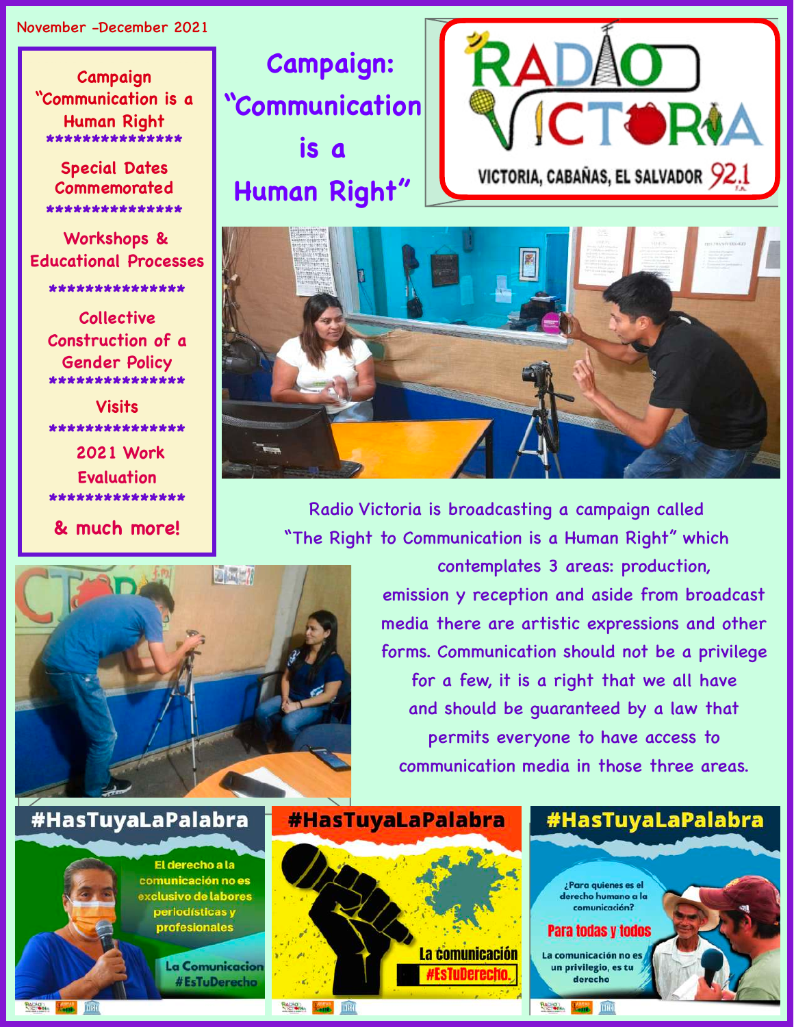November -December 2021

Campaign "Communication is a Human Right"
***************
Special Dates Commemorated
***************
Workshops & Educational Processes
***************
Collective Construction of a Gender Policy
***************
Visits
***************
2021 Work Evaluation
***************
& much more!

# Campaign: "Communication is a Human Right"

RADIO VICTORIA

VICTORIA, CABAÑAS, EL SALVADOR 92.1 F.M.

Radio Victoria is broadcasting a campaign called "The Right to Communication is a Human Right" which contemplates 3 areas: production, emission y reception and aside from broadcast media there are artistic expressions and other forms. Communication should not be a privilege for a few, it is a right that we all have and should be guaranteed by a law that permits everyone to have access to communication media in those three areas.

#HasTuyaLaPalabra

El derecho a la comunicación no es exclusivo de labores periodísticas y profesionales

La Comunicacion #EsTuDerecho

#HasTuyaLaPalabra

La comunicación #EsTuDerecho.

#HasTuyaLaPalabra

¿Para quienes es el derecho humano a la comunicación?

Para todas y todos

La comunicación no es un privilegio, es tu derecho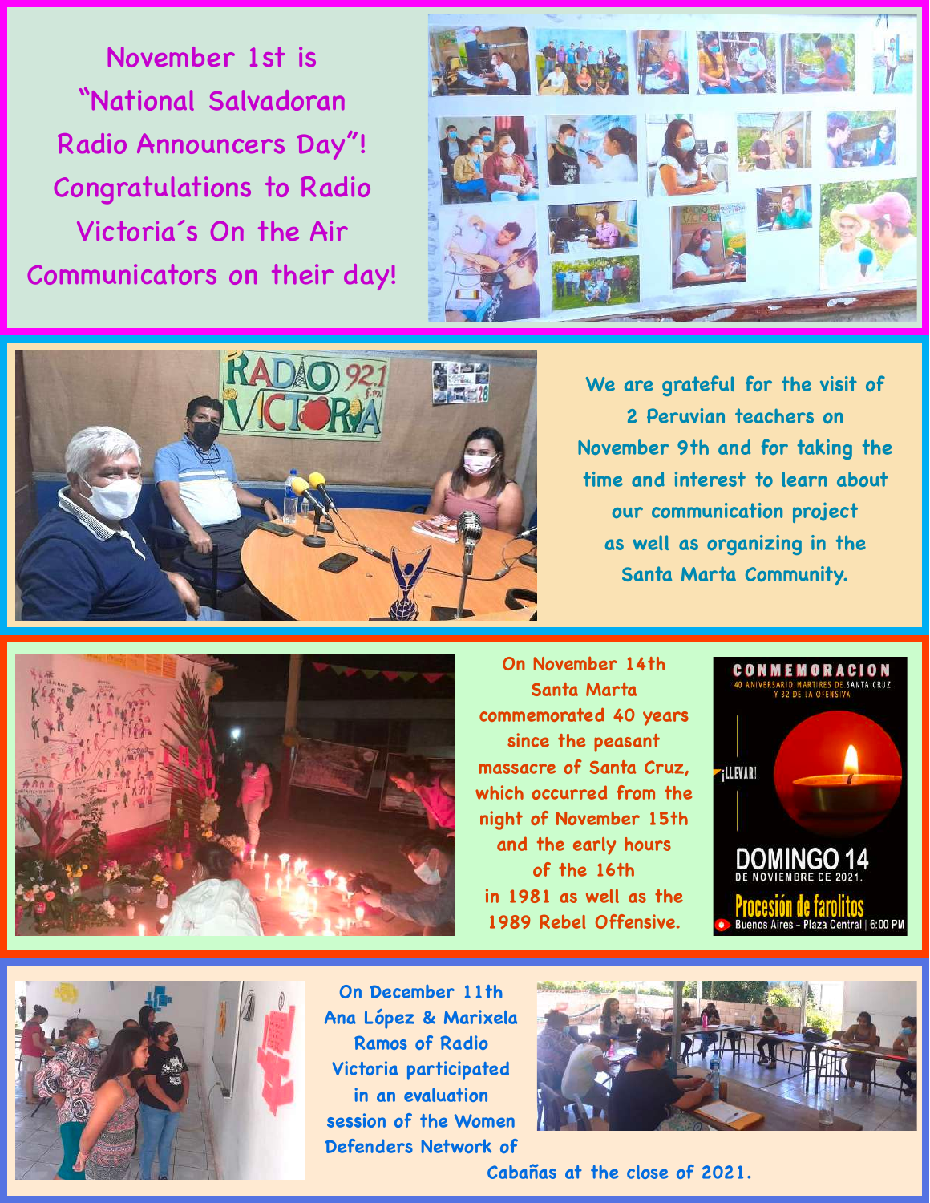November 1st is "National Salvadoran Radio Announcers Day"! Congratulations to Radio Victoria´s On the Air Communicators on their day!

We are grateful for the visit of 2 Peruvian teachers on November 9th and for taking the time and interest to learn about our communication project as well as organizing in the Santa Marta Community.

On November 14th Santa Marta commemorated 40 years since the peasant massacre of Santa Cruz, which occurred from the night of November 15th and the early hours of the 16th in 1981 as well as the 1989 Rebel Offensive.

On December 11th Ana López & Marixela Ramos of Radio Victoria participated in an evaluation session of the Women Defenders Network of Cabañas at the close of 2021.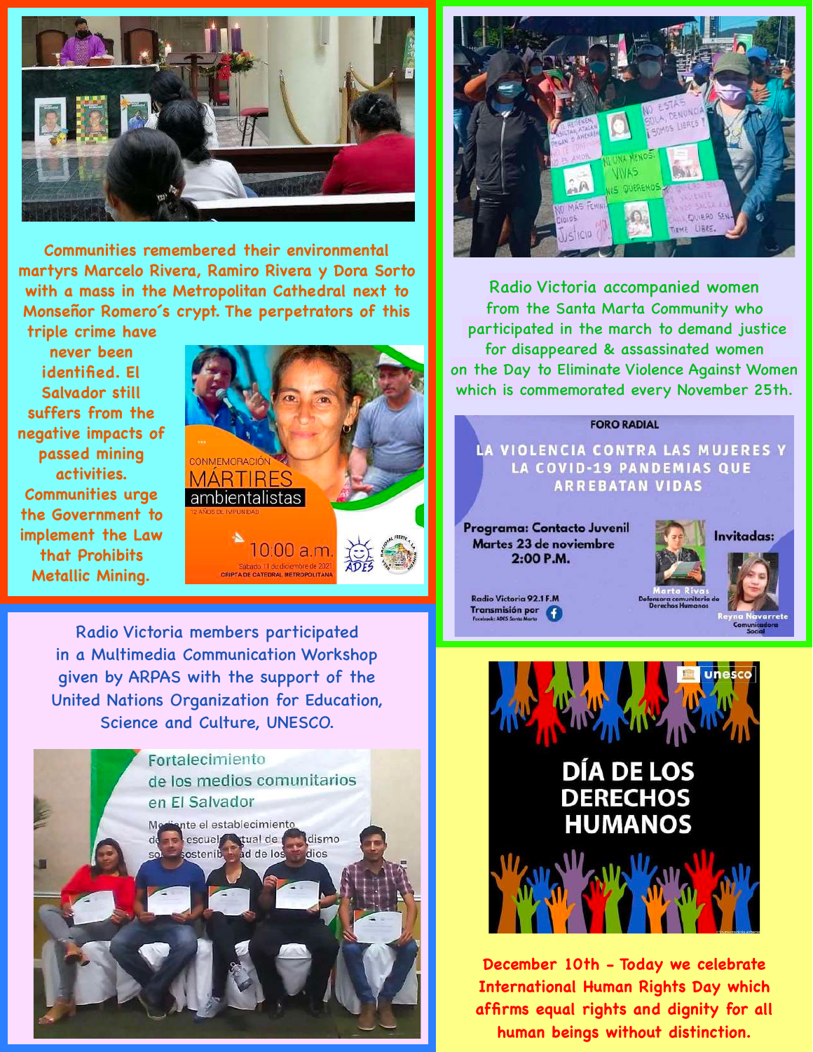Communities remembered their environmental martyrs Marcelo Rivera, Ramiro Rivera y Dora Sorto with a mass in the Metropolitan Cathedral next to Monseñor Romero´s crypt. The perpetrators of this triple crime have never been identified. El Salvador still suffers from the negative impacts of passed mining activities. Communities urge the Government to implement the Law that Prohibits Metallic Mining.

Radio Victoria accompanied women from the Santa Marta Community who participated in the march to demand justice for disappeared & assassinated women on the Day to Eliminate Violence Against Women which is commemorated every November 25th.

Radio Victoria members participated in a Multimedia Communication Workshop given by ARPAS with the support of the United Nations Organization for Education, Science and Culture, UNESCO.

December 10th - Today we celebrate International Human Rights Day which affirms equal rights and dignity for all human beings without distinction.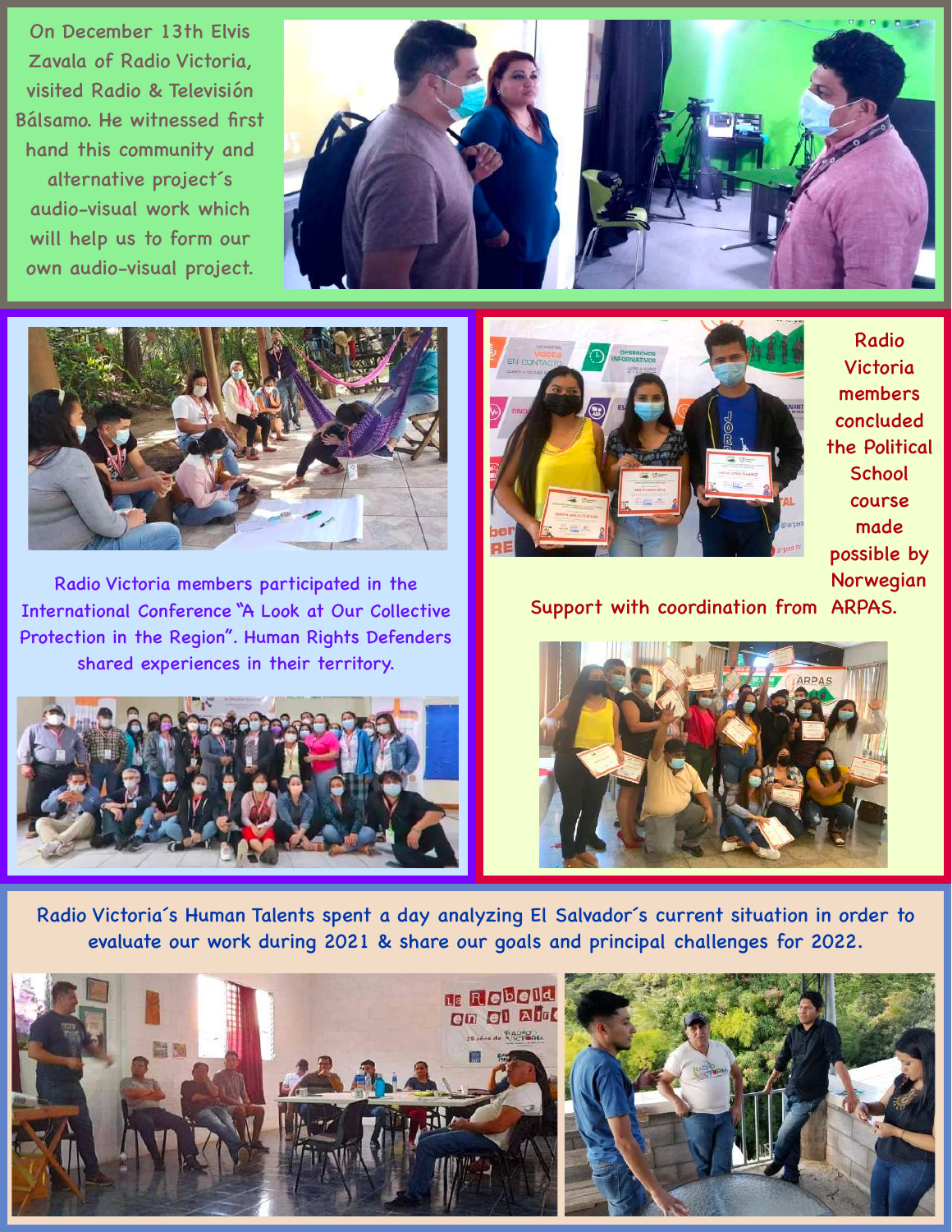On December 13th Elvis Zavala of Radio Victoria, visited Radio & Televisión Bálsamo. He witnessed first hand this community and alternative project´s audio-visual work which will help us to form our own audio-visual project.

Radio Victoria members participated in the International Conference "A Look at Our Collective Protection in the Region". Human Rights Defenders shared experiences in their territory.

Radio Victoria members concluded the Political School course made possible by Norwegian Support with coordination from ARPAS.

Radio Victoria´s Human Talents spent a day analyzing El Salvador´s current situation in order to evaluate our work during 2021 & share our goals and principal challenges for 2022.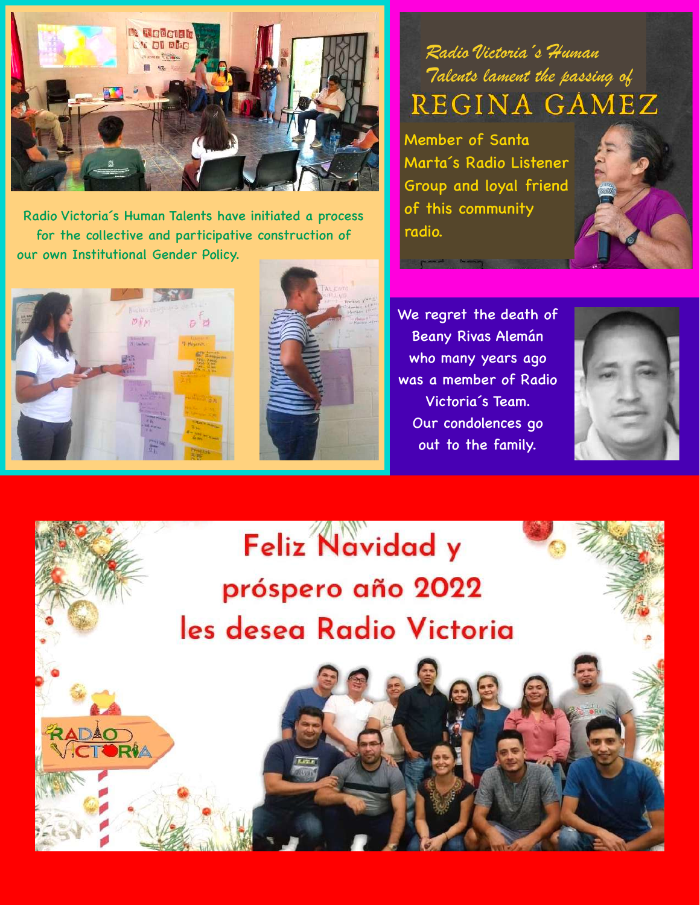Radio Victoria´s Human Talents have initiated a process for the collective and participative construction of our own Institutional Gender Policy.

## *Radio Victoria´s Human Talents lament the passing of* REGINA GÁMEZ

Member of Santa Marta´s Radio Listener Group and loyal friend of this community radio.

We regret the death of Beany Rivas Alemán who many years ago was a member of Radio Victoria´s Team. Our condolences go out to the family.

Feliz Navidad y próspero año 2022 les desea Radio Victoria